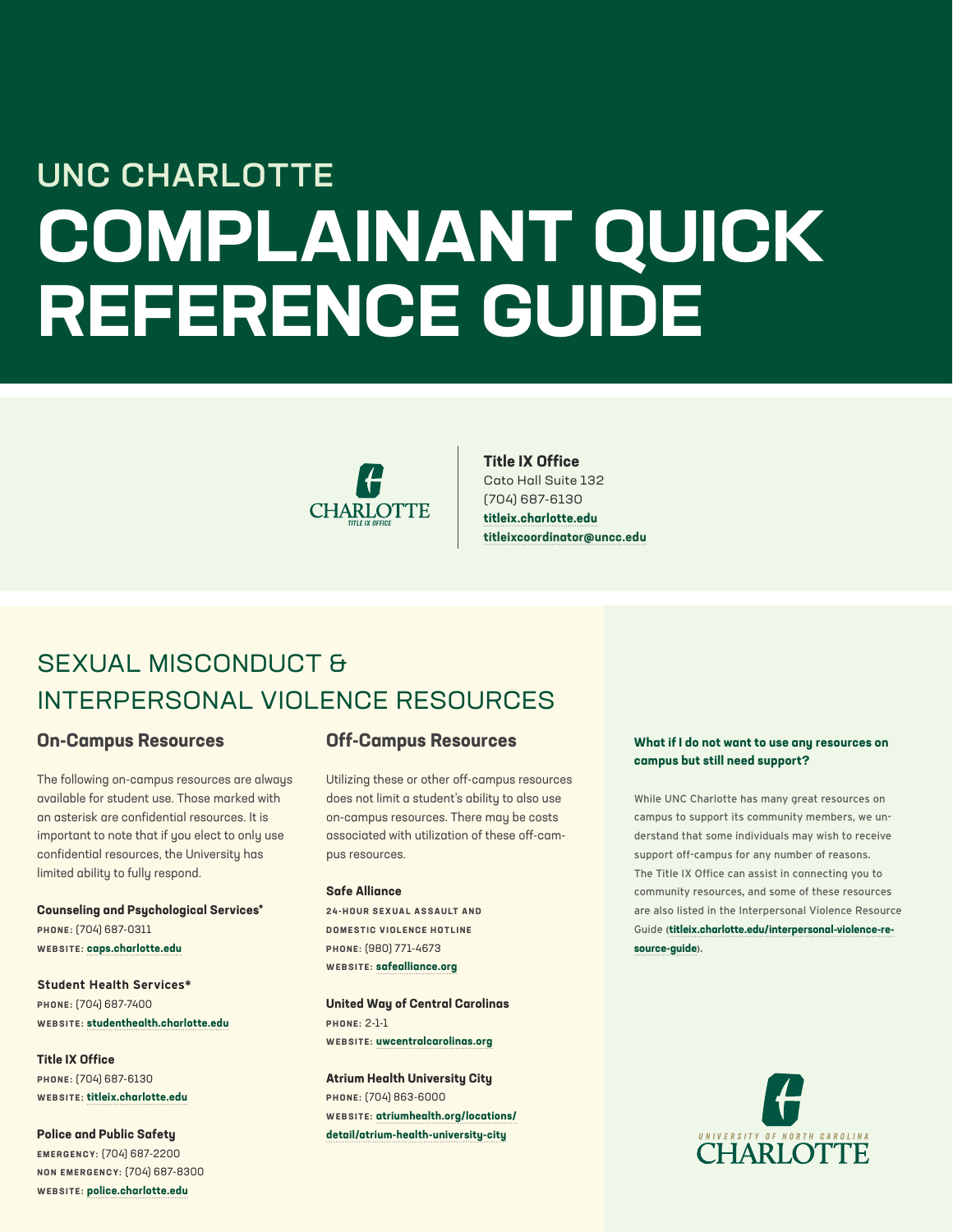## UNC CHARLOTTE

# COMPLAINANT QUICK REFERENCE GUIDE

CHARLOTTE
TITLE IX OFFICE

**Title IX Office**
Cato Hall Suite 132
(704) 687-6130
**titleix.charlotte.edu**
**titleixcoordinator@uncc.edu**

## SEXUAL MISCONDUCT & INTERPERSONAL VIOLENCE RESOURCES

### On-Campus Resources

The following on-campus resources are always available for student use. Those marked with an asterisk are confidential resources. It is important to note that if you elect to only use confidential resources, the University has limited ability to fully respond.

**Counseling and Psychological Services***
PHONE: (704) 687-0311
WEBSITE: **caps.charlotte.edu**

**Student Health Services***
PHONE: (704) 687-7400
WEBSITE: **studenthealth.charlotte.edu**

**Title IX Office**
PHONE: (704) 687-6130
WEBSITE: **titleix.charlotte.edu**

**Police and Public Safety**
EMERGENCY: (704) 687-2200
NON EMERGENCY: (704) 687-8300
WEBSITE: **police.charlotte.edu**

### Off-Campus Resources

Utilizing these or other off-campus resources does not limit a student's ability to also use on-campus resources. There may be costs associated with utilization of these off-campus resources.

**Safe Alliance**
24-HOUR SEXUAL ASSAULT AND DOMESTIC VIOLENCE HOTLINE
PHONE: (980) 771-4673
WEBSITE: **safealliance.org**

**United Way of Central Carolinas**
PHONE: 2-1-1
WEBSITE: **uwcentralcarolinas.org**

**Atrium Health University City**
PHONE: (704) 863-6000
WEBSITE: **atriumhealth.org/locations/detail/atrium-health-university-city**

**What if I do not want to use any resources on campus but still need support?**

While UNC Charlotte has many great resources on campus to support its community members, we understand that some individuals may wish to receive support off-campus for any number of reasons. The Title IX Office can assist in connecting you to community resources, and some of these resources are also listed in the Interpersonal Violence Resource Guide (**titleix.charlotte.edu/interpersonal-violence-resource-guide**).

UNIVERSITY OF NORTH CAROLINA
CHARLOTTE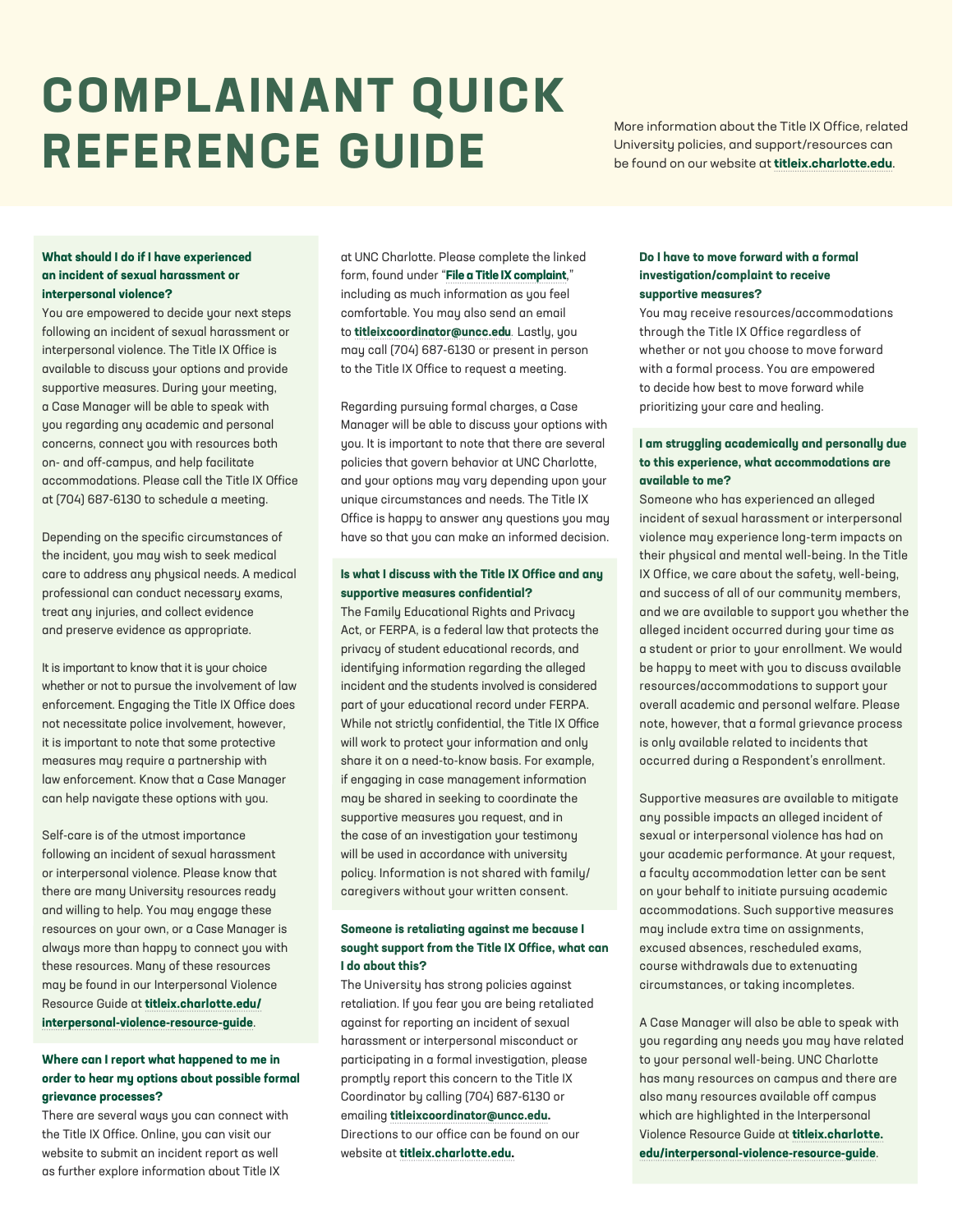# COMPLAINANT QUICK REFERENCE GUIDE

More information about the Title IX Office, related University policies, and support/resources can be found on our website at **titleix.charlotte.edu**.

### What should I do if I have experienced an incident of sexual harassment or interpersonal violence?

You are empowered to decide your next steps following an incident of sexual harassment or interpersonal violence. The Title IX Office is available to discuss your options and provide supportive measures. During your meeting, a Case Manager will be able to speak with you regarding any academic and personal concerns, connect you with resources both on- and off-campus, and help facilitate accommodations. Please call the Title IX Office at (704) 687-6130 to schedule a meeting.

Depending on the specific circumstances of the incident, you may wish to seek medical care to address any physical needs. A medical professional can conduct necessary exams, treat any injuries, and collect evidence and preserve evidence as appropriate.

It is important to know that it is your choice whether or not to pursue the involvement of law enforcement. Engaging the Title IX Office does not necessitate police involvement, however, it is important to note that some protective measures may require a partnership with law enforcement. Know that a Case Manager can help navigate these options with you.

Self-care is of the utmost importance following an incident of sexual harassment or interpersonal violence. Please know that there are many University resources ready and willing to help. You may engage these resources on your own, or a Case Manager is always more than happy to connect you with these resources. Many of these resources may be found in our Interpersonal Violence Resource Guide at **titleix.charlotte.edu/interpersonal-violence-resource-guide**.

### Where can I report what happened to me in order to hear my options about possible formal grievance processes?

There are several ways you can connect with the Title IX Office. Online, you can visit our website to submit an incident report as well as further explore information about Title IX at UNC Charlotte. Please complete the linked form, found under "**File a Title IX complaint**," including as much information as you feel comfortable. You may also send an email to **titleixcoordinator@uncc.edu**. Lastly, you may call (704) 687-6130 or present in person to the Title IX Office to request a meeting.

Regarding pursuing formal charges, a Case Manager will be able to discuss your options with you. It is important to note that there are several policies that govern behavior at UNC Charlotte, and your options may vary depending upon your unique circumstances and needs. The Title IX Office is happy to answer any questions you may have so that you can make an informed decision.

### Is what I discuss with the Title IX Office and any supportive measures confidential?

The Family Educational Rights and Privacy Act, or FERPA, is a federal law that protects the privacy of student educational records, and identifying information regarding the alleged incident and the students involved is considered part of your educational record under FERPA. While not strictly confidential, the Title IX Office will work to protect your information and only share it on a need-to-know basis. For example, if engaging in case management information may be shared in seeking to coordinate the supportive measures you request, and in the case of an investigation your testimony will be used in accordance with university policy. Information is not shared with family/caregivers without your written consent.

### Someone is retaliating against me because I sought support from the Title IX Office, what can I do about this?

The University has strong policies against retaliation. If you fear you are being retaliated against for reporting an incident of sexual harassment or interpersonal misconduct or participating in a formal investigation, please promptly report this concern to the Title IX Coordinator by calling (704) 687-6130 or emailing **titleixcoordinator@uncc.edu.** Directions to our office can be found on our website at **titleix.charlotte.edu.**

### Do I have to move forward with a formal investigation/complaint to receive supportive measures?

You may receive resources/accommodations through the Title IX Office regardless of whether or not you choose to move forward with a formal process. You are empowered to decide how best to move forward while prioritizing your care and healing.

### I am struggling academically and personally due to this experience, what accommodations are available to me?

Someone who has experienced an alleged incident of sexual harassment or interpersonal violence may experience long-term impacts on their physical and mental well-being. In the Title IX Office, we care about the safety, well-being, and success of all of our community members, and we are available to support you whether the alleged incident occurred during your time as a student or prior to your enrollment. We would be happy to meet with you to discuss available resources/accommodations to support your overall academic and personal welfare. Please note, however, that a formal grievance process is only available related to incidents that occurred during a Respondent's enrollment.

Supportive measures are available to mitigate any possible impacts an alleged incident of sexual or interpersonal violence has had on your academic performance. At your request, a faculty accommodation letter can be sent on your behalf to initiate pursuing academic accommodations. Such supportive measures may include extra time on assignments, excused absences, rescheduled exams, course withdrawals due to extenuating circumstances, or taking incompletes.

A Case Manager will also be able to speak with you regarding any needs you may have related to your personal well-being. UNC Charlotte has many resources on campus and there are also many resources available off campus which are highlighted in the Interpersonal Violence Resource Guide at **titleix.charlotte.edu/interpersonal-violence-resource-guide**.